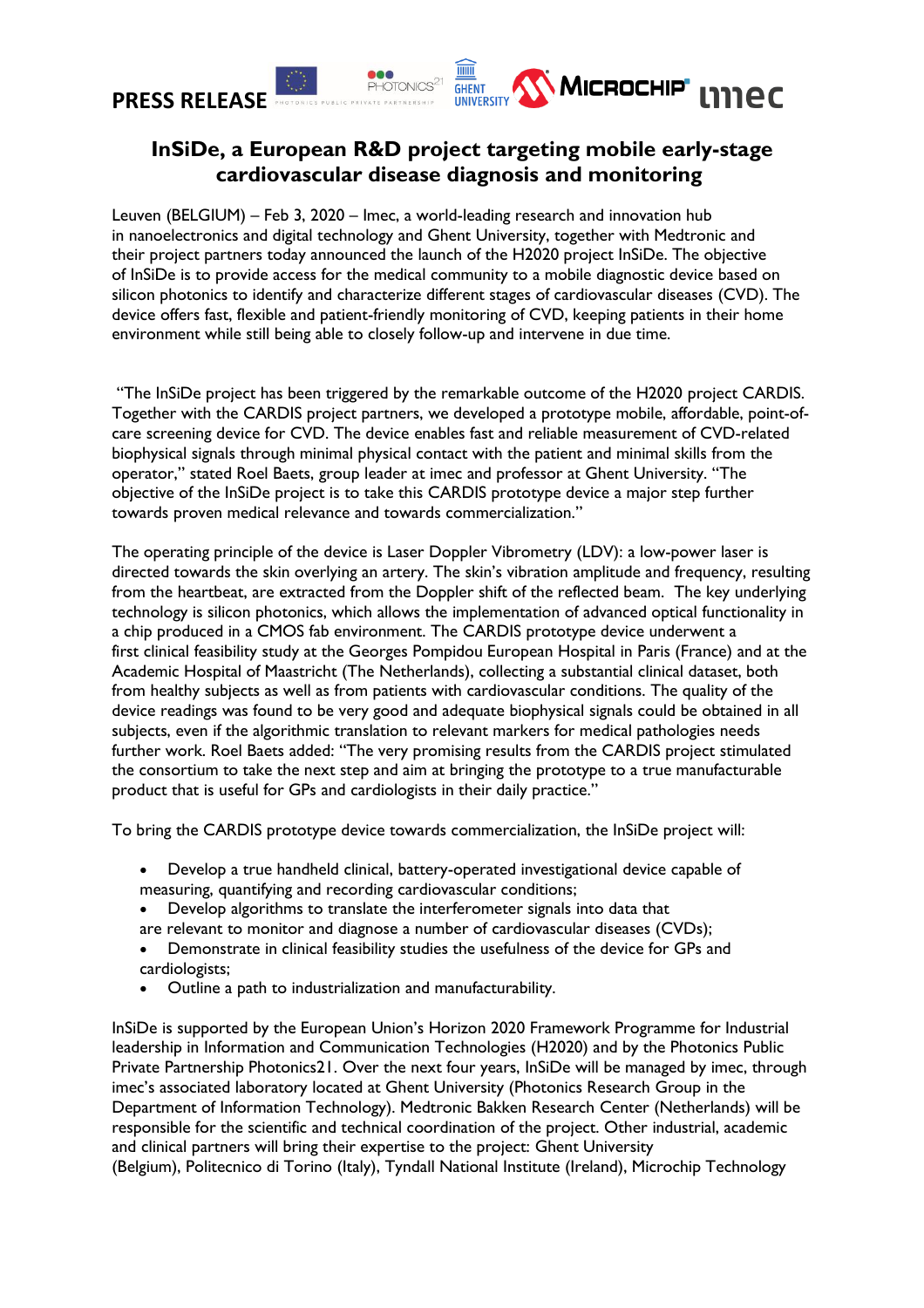**PRESS RELEASE**

# InSiDe, a European R&D project targeting mobile early-stage cardiovascular disease diagnosis and monitoring

Leuven (BELGIUM) – Feb 3, 2020 – Imec, a world-leading research and innovation hub in nanoelectronics and digital technology and Ghent University, together with Medtronic and their project partners today announced the launch of the H2020 project InSiDe. The objective of InSiDe is to provide access for the medical community to a mobile diagnostic device based on silicon photonics to identify and characterize different stages of cardiovascular diseases (CVD). The device offers fast, flexible and patient-friendly monitoring of CVD, keeping patients in their home environment while still being able to closely follow-up and intervene in due time.

"The InSiDe project has been triggered by the remarkable outcome of the H2020 project CARDIS. Together with the CARDIS project partners, we developed a prototype mobile, affordable, point-of-care screening device for CVD. The device enables fast and reliable measurement of CVD-related biophysical signals through minimal physical contact with the patient and minimal skills from the operator," stated Roel Baets, group leader at imec and professor at Ghent University. "The objective of the InSiDe project is to take this CARDIS prototype device a major step further towards proven medical relevance and towards commercialization."

The operating principle of the device is Laser Doppler Vibrometry (LDV): a low-power laser is directed towards the skin overlying an artery. The skin's vibration amplitude and frequency, resulting from the heartbeat, are extracted from the Doppler shift of the reflected beam. The key underlying technology is silicon photonics, which allows the implementation of advanced optical functionality in a chip produced in a CMOS fab environment. The CARDIS prototype device underwent a first clinical feasibility study at the Georges Pompidou European Hospital in Paris (France) and at the Academic Hospital of Maastricht (The Netherlands), collecting a substantial clinical dataset, both from healthy subjects as well as from patients with cardiovascular conditions. The quality of the device readings was found to be very good and adequate biophysical signals could be obtained in all subjects, even if the algorithmic translation to relevant markers for medical pathologies needs further work. Roel Baets added: "The very promising results from the CARDIS project stimulated the consortium to take the next step and aim at bringing the prototype to a true manufacturable product that is useful for GPs and cardiologists in their daily practice."

To bring the CARDIS prototype device towards commercialization, the InSiDe project will:

- Develop a true handheld clinical, battery-operated investigational device capable of measuring, quantifying and recording cardiovascular conditions;
- Develop algorithms to translate the interferometer signals into data that are relevant to monitor and diagnose a number of cardiovascular diseases (CVDs);
- Demonstrate in clinical feasibility studies the usefulness of the device for GPs and cardiologists;
- Outline a path to industrialization and manufacturability.

InSiDe is supported by the European Union's Horizon 2020 Framework Programme for Industrial leadership in Information and Communication Technologies (H2020) and by the Photonics Public Private Partnership Photonics21. Over the next four years, InSiDe will be managed by imec, through imec's associated laboratory located at Ghent University (Photonics Research Group in the Department of Information Technology). Medtronic Bakken Research Center (Netherlands) will be responsible for the scientific and technical coordination of the project. Other industrial, academic and clinical partners will bring their expertise to the project: Ghent University (Belgium), Politecnico di Torino (Italy), Tyndall National Institute (Ireland), Microchip Technology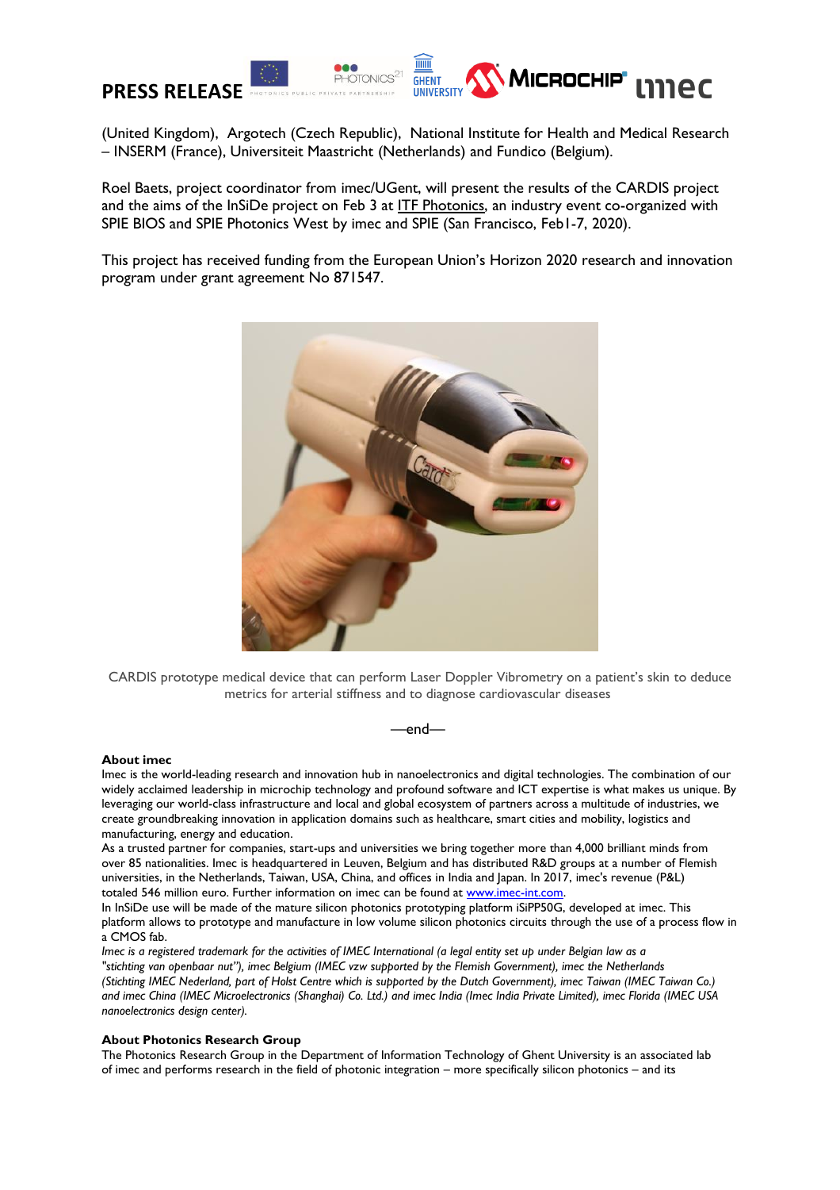(United Kingdom), Argotech (Czech Republic), National Institute for Health and Medical Research – INSERM (France), Universiteit Maastricht (Netherlands) and Fundico (Belgium).

Roel Baets, project coordinator from imec/UGent, will present the results of the CARDIS project and the aims of the InSiDe project on Feb 3 at ITF Photonics, an industry event co-organized with SPIE BIOS and SPIE Photonics West by imec and SPIE (San Francisco, Feb1-7, 2020).

This project has received funding from the European Union's Horizon 2020 research and innovation program under grant agreement No 871547.

CARDIS prototype medical device that can perform Laser Doppler Vibrometry on a patient's skin to deduce metrics for arterial stiffness and to diagnose cardiovascular diseases

—end—

**About imec**

Imec is the world-leading research and innovation hub in nanoelectronics and digital technologies. The combination of our widely acclaimed leadership in microchip technology and profound software and ICT expertise is what makes us unique. By leveraging our world-class infrastructure and local and global ecosystem of partners across a multitude of industries, we create groundbreaking innovation in application domains such as healthcare, smart cities and mobility, logistics and manufacturing, energy and education.

As a trusted partner for companies, start-ups and universities we bring together more than 4,000 brilliant minds from over 85 nationalities. Imec is headquartered in Leuven, Belgium and has distributed R&D groups at a number of Flemish universities, in the Netherlands, Taiwan, USA, China, and offices in India and Japan. In 2017, imec's revenue (P&L) totaled 546 million euro. Further information on imec can be found at www.imec-int.com.

In InSiDe use will be made of the mature silicon photonics prototyping platform iSiPP50G, developed at imec. This platform allows to prototype and manufacture in low volume silicon photonics circuits through the use of a process flow in a CMOS fab.

*Imec is a registered trademark for the activities of IMEC International (a legal entity set up under Belgian law as a "stichting van openbaar nut"), imec Belgium (IMEC vzw supported by the Flemish Government), imec the Netherlands (Stichting IMEC Nederland, part of Holst Centre which is supported by the Dutch Government), imec Taiwan (IMEC Taiwan Co.) and imec China (IMEC Microelectronics (Shanghai) Co. Ltd.) and imec India (Imec India Private Limited), imec Florida (IMEC USA nanoelectronics design center).*

**About Photonics Research Group**

The Photonics Research Group in the Department of Information Technology of Ghent University is an associated lab of imec and performs research in the field of photonic integration – more specifically silicon photonics – and its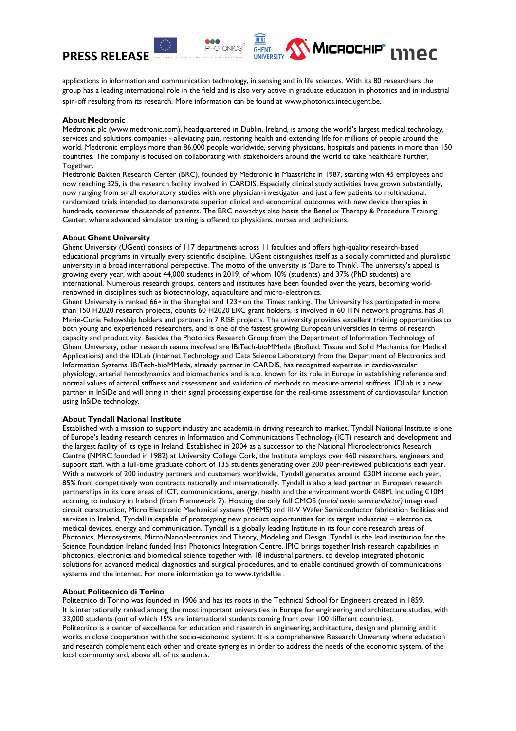applications in information and communication technology, in sensing and in life sciences. With its 80 researchers the group has a leading international role in the field and is also very active in graduate education in photonics and in industrial spin-off resulting from its research. More information can be found at www.photonics.intec.ugent.be.

**About Medtronic**

Medtronic plc (www.medtronic.com), headquartered in Dublin, Ireland, is among the world's largest medical technology, services and solutions companies - alleviating pain, restoring health and extending life for millions of people around the world. Medtronic employs more than 86,000 people worldwide, serving physicians, hospitals and patients in more than 150 countries. The company is focused on collaborating with stakeholders around the world to take healthcare Further, Together.

Medtronic Bakken Research Center (BRC), founded by Medtronic in Maastricht in 1987, starting with 45 employees and now reaching 325, is the research facility involved in CARDIS. Especially clinical study activities have grown substantially, now ranging from small exploratory studies with one physician-investigator and just a few patients to multinational, randomized trials intended to demonstrate superior clinical and economical outcomes with new device therapies in hundreds, sometimes thousands of patients. The BRC nowadays also hosts the Benelux Therapy & Procedure Training Center, where advanced simulator training is offered to physicians, nurses and technicians.

**About Ghent University**

Ghent University (UGent) consists of 117 departments across 11 faculties and offers high-quality research-based educational programs in virtually every scientific discipline. UGent distinguishes itself as a socially committed and pluralistic university in a broad international perspective. The motto of the university is 'Dare to Think'. The university's appeal is growing every year, with about 44,000 students in 2019, of whom 10% (students) and 37% (PhD students) are international. Numerous research groups, centers and institutes have been founded over the years, becoming world-renowned in disciplines such as biotechnology, aquaculture and micro-electronics.

Ghent University is ranked 66th in the Shanghai and 123rd on the Times ranking. The University has participated in more than 150 H2020 research projects, counts 60 H2020 ERC grant holders, is involved in 60 ITN network programs, has 31 Marie-Curie Fellowship holders and partners in 7 RISE projects. The university provides excellent training opportunities to both young and experienced researchers, and is one of the fastest growing European universities in terms of research capacity and productivity. Besides the Photonics Research Group from the Department of Information Technology of Ghent University, other research teams involved are IBiTech-bioMMeda (Biofluid, Tissue and Solid Mechanics for Medical Applications) and the IDLab (Internet Technology and Data Science Laboratory) from the Department of Electronics and Information Systems. IBiTech-bioMMeda, already partner in CARDIS, has recognized expertise in cardiovascular physiology, arterial hemodynamics and biomechanics and is a.o. known for its role in Europe in establishing reference and normal values of arterial stiffness and assessment and validation of methods to measure arterial stiffness. IDLab is a new partner in InSiDe and will bring in their signal processing expertise for the real-time assessment of cardiovascular function using InSiDe technology.

**About Tyndall National Institute**

Established with a mission to support industry and academia in driving research to market, Tyndall National Institute is one of Europe's leading research centres in Information and Communications Technology (ICT) research and development and the largest facility of its type in Ireland. Established in 2004 as a successor to the National Microelectronics Research Centre (NMRC founded in 1982) at University College Cork, the Institute employs over 460 researchers, engineers and support staff, with a full-time graduate cohort of 135 students generating over 200 peer-reviewed publications each year. With a network of 200 industry partners and customers worldwide, Tyndall generates around €30M income each year, 85% from competitively won contracts nationally and internationally. Tyndall is also a lead partner in European research partnerships in its core areas of ICT, communications, energy, health and the environment worth €48M, including €10M accruing to industry in Ireland (from Framework 7). Hosting the only full CMOS (m*etal oxide semiconductor)* integrated circuit construction, Micro Electronic Mechanical systems (MEMS) and III-V Wafer Semiconductor fabrication facilities and services in Ireland, Tyndall is capable of prototyping new product opportunities for its target industries – electronics, medical devices, energy and communication. Tyndall is a globally leading Institute in its four core research areas of Photonics, Microsystems, Micro/Nanoelectronics and Theory, Modeling and Design. Tyndall is the lead institution for the Science Foundation Ireland funded Irish Photonics Integration Centre. IPIC brings together Irish research capabilities in photonics, electronics and biomedical science together with 18 industrial partners, to develop integrated photonic solutions for advanced medical diagnostics and surgical procedures, and to enable continued growth of communications systems and the internet. For more information go to www.tyndall.ie .

**About Politecnico di Torino**

Politecnico di Torino was founded in 1906 and has its roots in the Technical School for Engineers created in 1859. It is internationally ranked among the most important universities in Europe for engineering and architecture studies, with 33,000 students (out of which 15% are international students coming from over 100 different countries).

Politecnico is a center of excellence for education and research in engineering, architecture, design and planning and it works in close cooperation with the socio-economic system. It is a comprehensive Research University where education and research complement each other and create synergies in order to address the needs of the economic system, of the local community and, above all, of its students.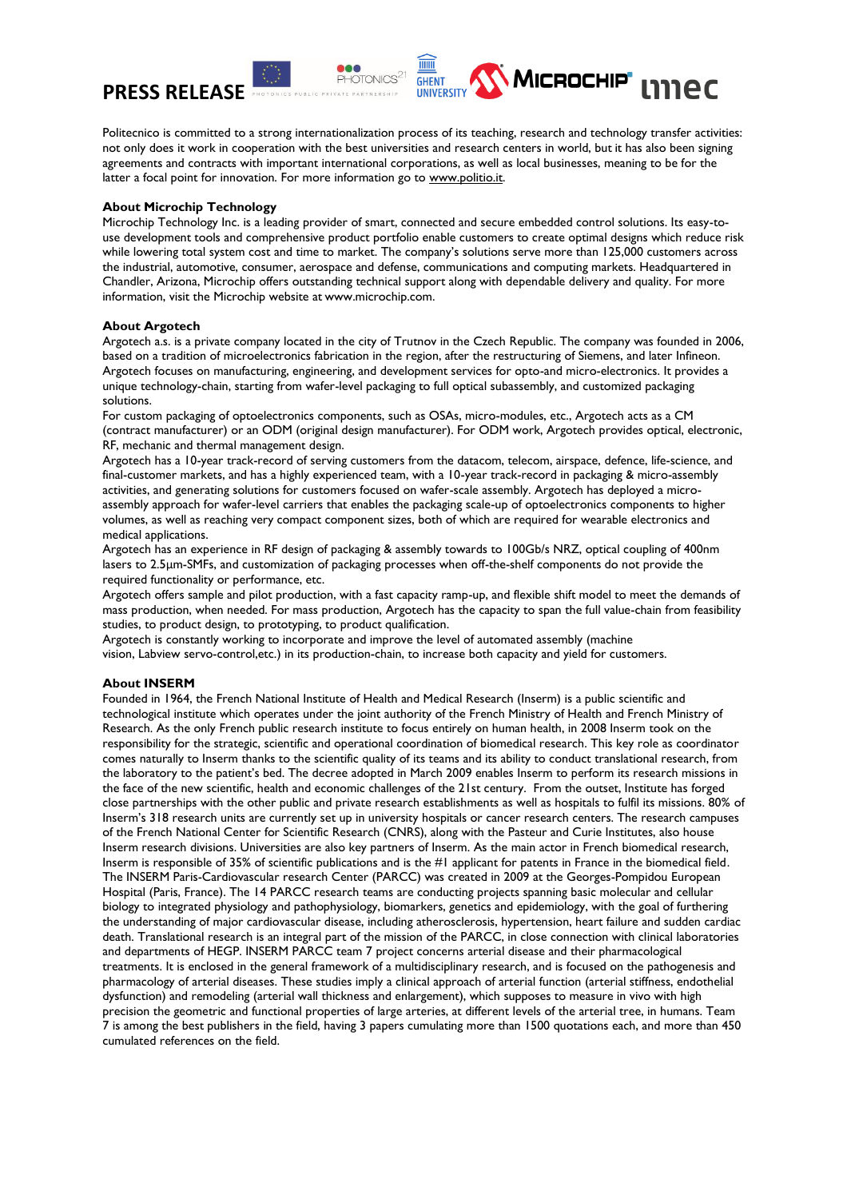**PRESS RELEASE**

Politecnico is committed to a strong internationalization process of its teaching, research and technology transfer activities: not only does it work in cooperation with the best universities and research centers in world, but it has also been signing agreements and contracts with important international corporations, as well as local businesses, meaning to be for the latter a focal point for innovation. For more information go to www.politio.it.

**About Microchip Technology**

Microchip Technology Inc. is a leading provider of smart, connected and secure embedded control solutions. Its easy-to-use development tools and comprehensive product portfolio enable customers to create optimal designs which reduce risk while lowering total system cost and time to market. The company's solutions serve more than 125,000 customers across the industrial, automotive, consumer, aerospace and defense, communications and computing markets. Headquartered in Chandler, Arizona, Microchip offers outstanding technical support along with dependable delivery and quality. For more information, visit the Microchip website at www.microchip.com.

**About Argotech**

Argotech a.s. is a private company located in the city of Trutnov in the Czech Republic. The company was founded in 2006, based on a tradition of microelectronics fabrication in the region, after the restructuring of Siemens, and later Infineon. Argotech focuses on manufacturing, engineering, and development services for opto-and micro-electronics. It provides a unique technology-chain, starting from wafer-level packaging to full optical subassembly, and customized packaging solutions.

For custom packaging of optoelectronics components, such as OSAs, micro-modules, etc., Argotech acts as a CM (contract manufacturer) or an ODM (original design manufacturer). For ODM work, Argotech provides optical, electronic, RF, mechanic and thermal management design.

Argotech has a 10-year track-record of serving customers from the datacom, telecom, airspace, defence, life-science, and final-customer markets, and has a highly experienced team, with a 10-year track-record in packaging & micro-assembly activities, and generating solutions for customers focused on wafer-scale assembly. Argotech has deployed a micro-assembly approach for wafer-level carriers that enables the packaging scale-up of optoelectronics components to higher volumes, as well as reaching very compact component sizes, both of which are required for wearable electronics and medical applications.

Argotech has an experience in RF design of packaging & assembly towards to 100Gb/s NRZ, optical coupling of 400nm lasers to 2.5µm-SMFs, and customization of packaging processes when off-the-shelf components do not provide the required functionality or performance, etc.

Argotech offers sample and pilot production, with a fast capacity ramp-up, and flexible shift model to meet the demands of mass production, when needed. For mass production, Argotech has the capacity to span the full value-chain from feasibility studies, to product design, to prototyping, to product qualification.

Argotech is constantly working to incorporate and improve the level of automated assembly (machine vision, Labview servo-control,etc.) in its production-chain, to increase both capacity and yield for customers.

**About INSERM**

Founded in 1964, the French National Institute of Health and Medical Research (Inserm) is a public scientific and technological institute which operates under the joint authority of the French Ministry of Health and French Ministry of Research. As the only French public research institute to focus entirely on human health, in 2008 Inserm took on the responsibility for the strategic, scientific and operational coordination of biomedical research. This key role as coordinator comes naturally to Inserm thanks to the scientific quality of its teams and its ability to conduct translational research, from the laboratory to the patient's bed. The decree adopted in March 2009 enables Inserm to perform its research missions in the face of the new scientific, health and economic challenges of the 21st century. From the outset, Institute has forged close partnerships with the other public and private research establishments as well as hospitals to fulfil its missions. 80% of Inserm's 318 research units are currently set up in university hospitals or cancer research centers. The research campuses of the French National Center for Scientific Research (CNRS), along with the Pasteur and Curie Institutes, also house Inserm research divisions. Universities are also key partners of Inserm. As the main actor in French biomedical research, Inserm is responsible of 35% of scientific publications and is the #1 applicant for patents in France in the biomedical field. The INSERM Paris-Cardiovascular research Center (PARCC) was created in 2009 at the Georges-Pompidou European Hospital (Paris, France). The 14 PARCC research teams are conducting projects spanning basic molecular and cellular biology to integrated physiology and pathophysiology, biomarkers, genetics and epidemiology, with the goal of furthering the understanding of major cardiovascular disease, including atherosclerosis, hypertension, heart failure and sudden cardiac death. Translational research is an integral part of the mission of the PARCC, in close connection with clinical laboratories and departments of HEGP. INSERM PARCC team 7 project concerns arterial disease and their pharmacological treatments. It is enclosed in the general framework of a multidisciplinary research, and is focused on the pathogenesis and pharmacology of arterial diseases. These studies imply a clinical approach of arterial function (arterial stiffness, endothelial dysfunction) and remodeling (arterial wall thickness and enlargement), which supposes to measure in vivo with high precision the geometric and functional properties of large arteries, at different levels of the arterial tree, in humans. Team 7 is among the best publishers in the field, having 3 papers cumulating more than 1500 quotations each, and more than 450 cumulated references on the field.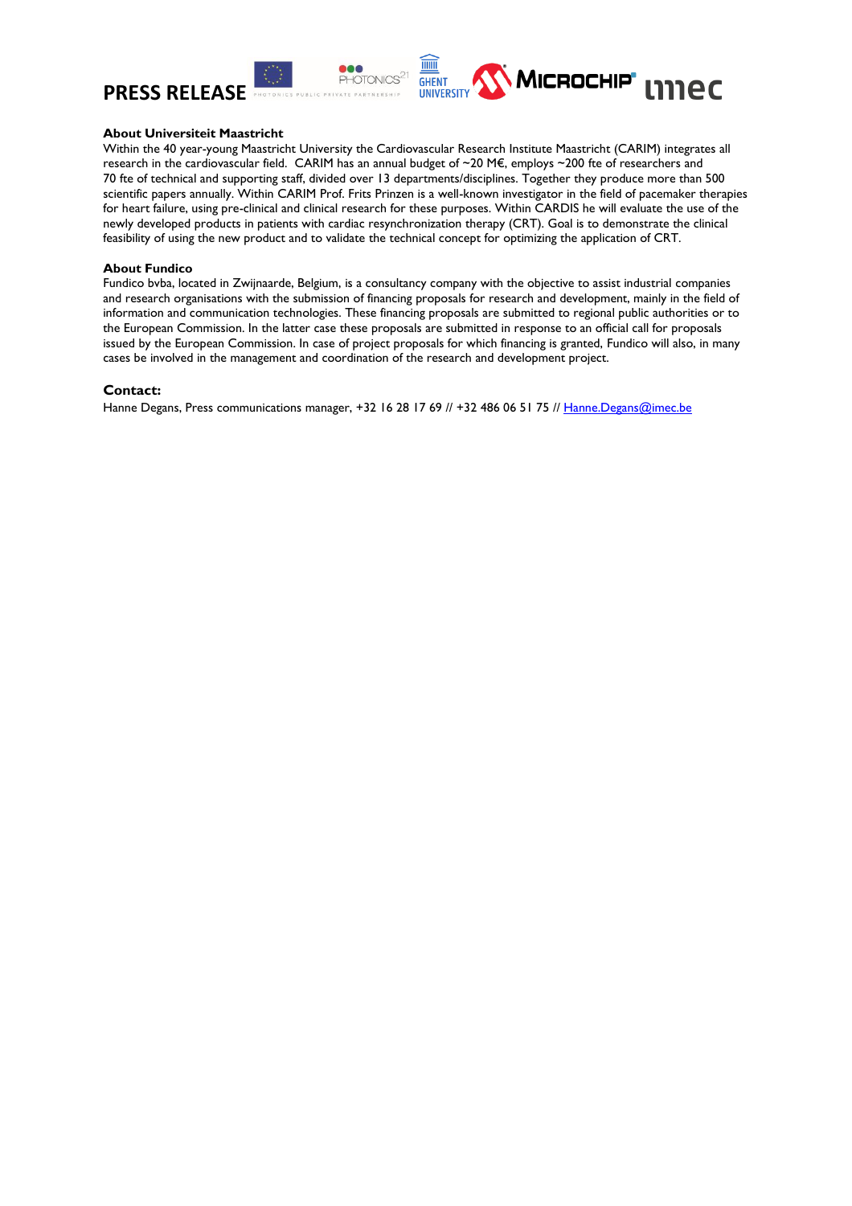**PRESS RELEASE**

**About Universiteit Maastricht**

Within the 40 year-young Maastricht University the Cardiovascular Research Institute Maastricht (CARIM) integrates all research in the cardiovascular field. CARIM has an annual budget of ~20 M€, employs ~200 fte of researchers and 70 fte of technical and supporting staff, divided over 13 departments/disciplines. Together they produce more than 500 scientific papers annually. Within CARIM Prof. Frits Prinzen is a well-known investigator in the field of pacemaker therapies for heart failure, using pre-clinical and clinical research for these purposes. Within CARDIS he will evaluate the use of the newly developed products in patients with cardiac resynchronization therapy (CRT). Goal is to demonstrate the clinical feasibility of using the new product and to validate the technical concept for optimizing the application of CRT.

**About Fundico**

Fundico bvba, located in Zwijnaarde, Belgium, is a consultancy company with the objective to assist industrial companies and research organisations with the submission of financing proposals for research and development, mainly in the field of information and communication technologies. These financing proposals are submitted to regional public authorities or to the European Commission. In the latter case these proposals are submitted in response to an official call for proposals issued by the European Commission. In case of project proposals for which financing is granted, Fundico will also, in many cases be involved in the management and coordination of the research and development project.

**Contact:**

Hanne Degans, Press communications manager, +32 16 28 17 69 // +32 486 06 51 75 // Hanne.Degans@imec.be